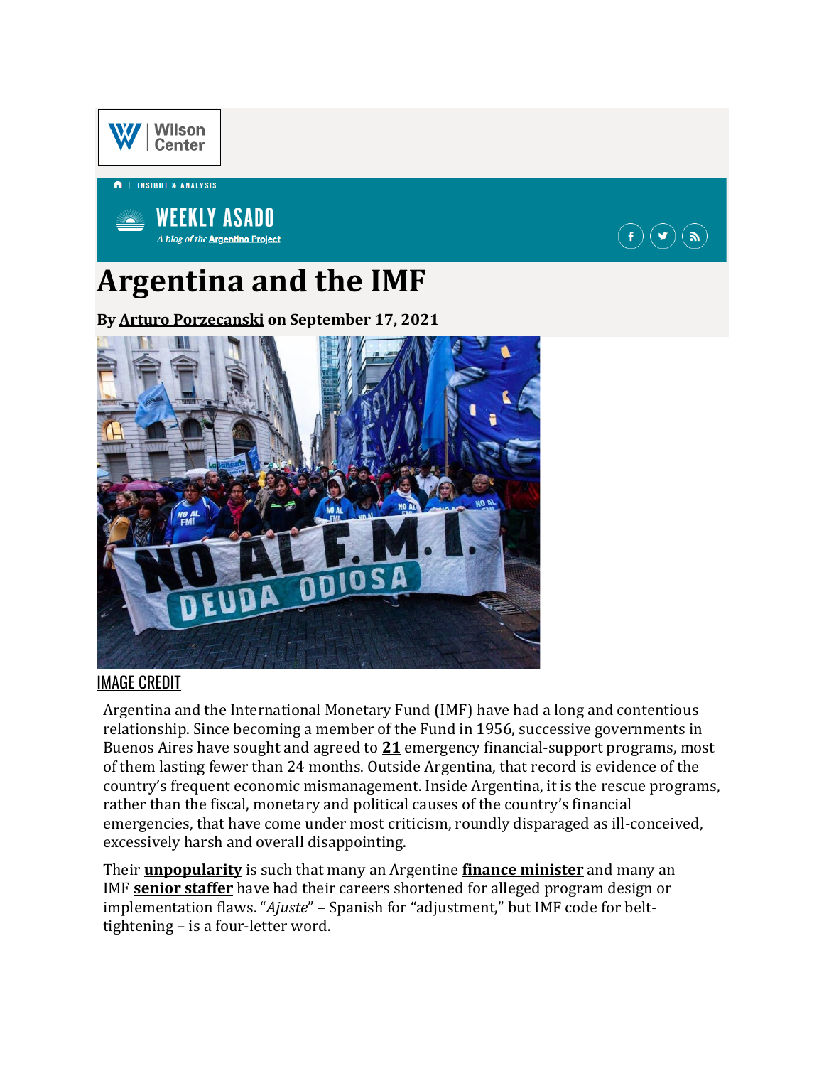Wilson Center

INSIGHT & ANALYSIS

WEEKLY ASADO

*A blog of the* Argentina Project

# Argentina and the IMF

**By Arturo Porzecanski on September 17, 2021**

IMAGE CREDIT

Argentina and the International Monetary Fund (IMF) have had a long and contentious relationship. Since becoming a member of the Fund in 1956, successive governments in Buenos Aires have sought and agreed to **21** emergency financial-support programs, most of them lasting fewer than 24 months. Outside Argentina, that record is evidence of the country's frequent economic mismanagement. Inside Argentina, it is the rescue programs, rather than the fiscal, monetary and political causes of the country's financial emergencies, that have come under most criticism, roundly disparaged as ill-conceived, excessively harsh and overall disappointing.

Their **unpopularity** is such that many an Argentine **finance minister** and many an IMF **senior staffer** have had their careers shortened for alleged program design or implementation flaws. "*Ajuste*" – Spanish for "adjustment," but IMF code for belt-tightening – is a four-letter word.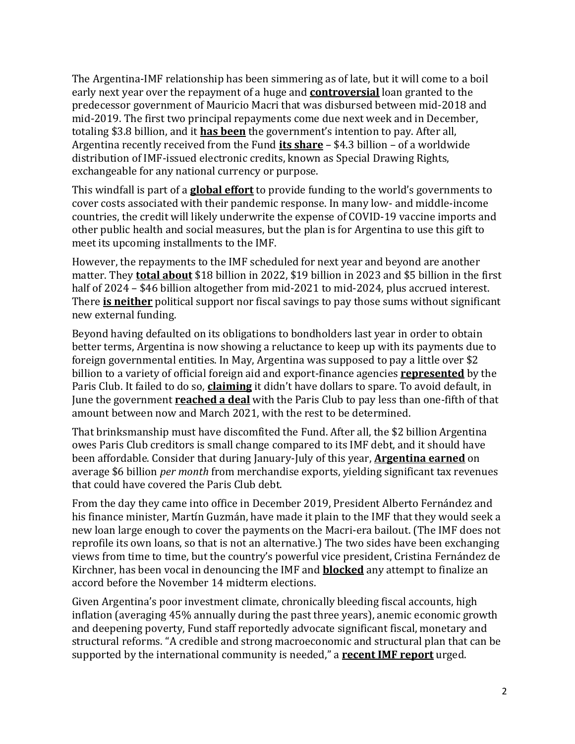The Argentina-IMF relationship has been simmering as of late, but it will come to a boil early next year over the repayment of a huge and **controversial** loan granted to the predecessor government of Mauricio Macri that was disbursed between mid-2018 and mid-2019. The first two principal repayments come due next week and in December, totaling $3.8 billion, and it **has been** the government's intention to pay. After all, Argentina recently received from the Fund **its share** – $4.3 billion – of a worldwide distribution of IMF-issued electronic credits, known as Special Drawing Rights, exchangeable for any national currency or purpose.

This windfall is part of a **global effort** to provide funding to the world's governments to cover costs associated with their pandemic response. In many low- and middle-income countries, the credit will likely underwrite the expense of COVID-19 vaccine imports and other public health and social measures, but the plan is for Argentina to use this gift to meet its upcoming installments to the IMF.

However, the repayments to the IMF scheduled for next year and beyond are another matter. They **total about** $18 billion in 2022, $19 billion in 2023 and $5 billion in the first half of 2024 – $46 billion altogether from mid-2021 to mid-2024, plus accrued interest. There **is neither** political support nor fiscal savings to pay those sums without significant new external funding.

Beyond having defaulted on its obligations to bondholders last year in order to obtain better terms, Argentina is now showing a reluctance to keep up with its payments due to foreign governmental entities. In May, Argentina was supposed to pay a little over $2 billion to a variety of official foreign aid and export-finance agencies **represented** by the Paris Club. It failed to do so, **claiming** it didn't have dollars to spare. To avoid default, in June the government **reached a deal** with the Paris Club to pay less than one-fifth of that amount between now and March 2021, with the rest to be determined.

That brinksmanship must have discomfited the Fund. After all, the $2 billion Argentina owes Paris Club creditors is small change compared to its IMF debt, and it should have been affordable. Consider that during January-July of this year, **Argentina earned** on average $6 billion *per month* from merchandise exports, yielding significant tax revenues that could have covered the Paris Club debt.

From the day they came into office in December 2019, President Alberto Fernández and his finance minister, Martín Guzmán, have made it plain to the IMF that they would seek a new loan large enough to cover the payments on the Macri-era bailout. (The IMF does not reprofile its own loans, so that is not an alternative.) The two sides have been exchanging views from time to time, but the country's powerful vice president, Cristina Fernández de Kirchner, has been vocal in denouncing the IMF and **blocked** any attempt to finalize an accord before the November 14 midterm elections.

Given Argentina's poor investment climate, chronically bleeding fiscal accounts, high inflation (averaging 45% annually during the past three years), anemic economic growth and deepening poverty, Fund staff reportedly advocate significant fiscal, monetary and structural reforms. "A credible and strong macroeconomic and structural plan that can be supported by the international community is needed," a **recent IMF report** urged.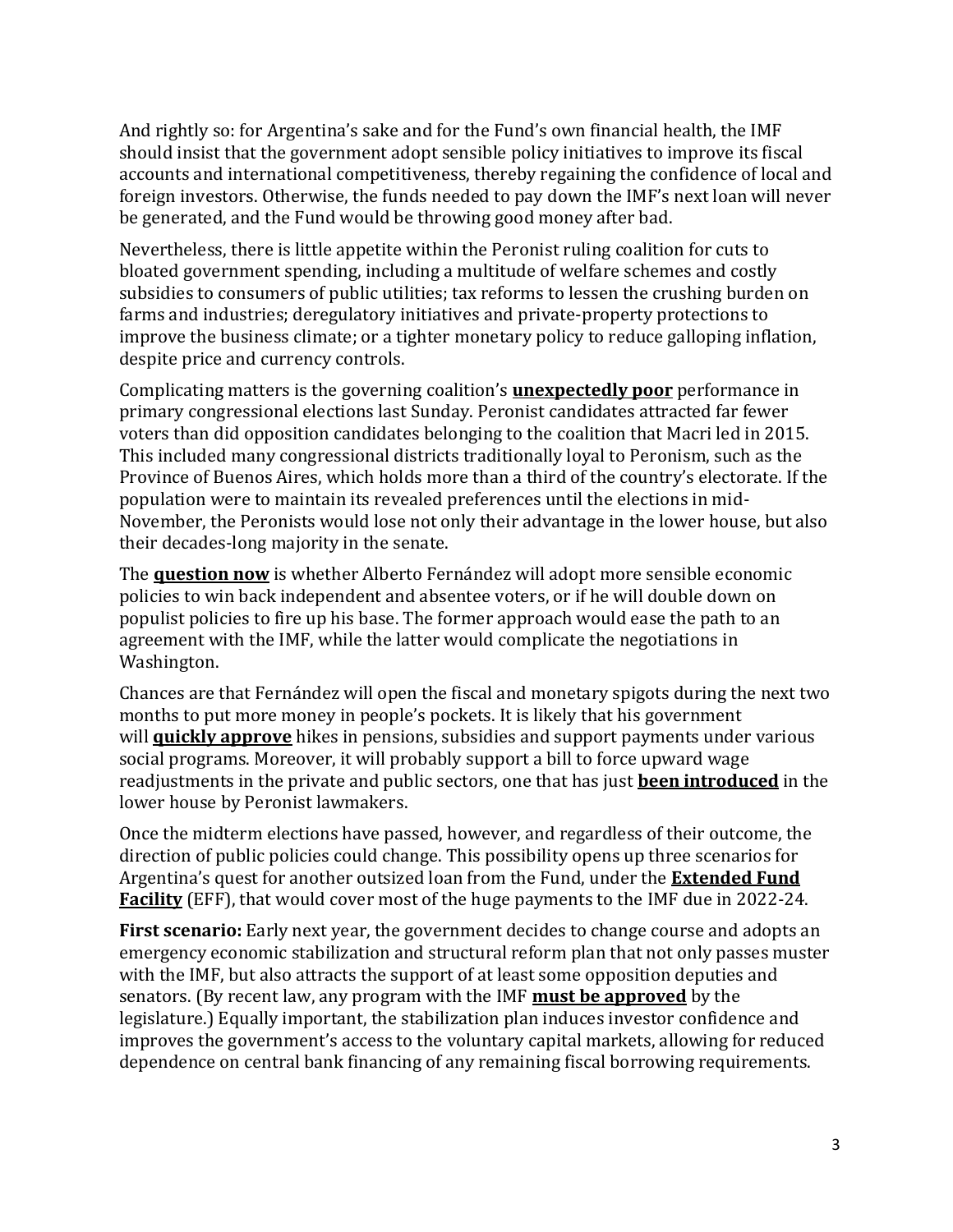And rightly so: for Argentina's sake and for the Fund's own financial health, the IMF should insist that the government adopt sensible policy initiatives to improve its fiscal accounts and international competitiveness, thereby regaining the confidence of local and foreign investors. Otherwise, the funds needed to pay down the IMF's next loan will never be generated, and the Fund would be throwing good money after bad.

Nevertheless, there is little appetite within the Peronist ruling coalition for cuts to bloated government spending, including a multitude of welfare schemes and costly subsidies to consumers of public utilities; tax reforms to lessen the crushing burden on farms and industries; deregulatory initiatives and private-property protections to improve the business climate; or a tighter monetary policy to reduce galloping inflation, despite price and currency controls.

Complicating matters is the governing coalition's **unexpectedly poor** performance in primary congressional elections last Sunday. Peronist candidates attracted far fewer voters than did opposition candidates belonging to the coalition that Macri led in 2015. This included many congressional districts traditionally loyal to Peronism, such as the Province of Buenos Aires, which holds more than a third of the country's electorate. If the population were to maintain its revealed preferences until the elections in mid-November, the Peronists would lose not only their advantage in the lower house, but also their decades-long majority in the senate.

The **question now** is whether Alberto Fernández will adopt more sensible economic policies to win back independent and absentee voters, or if he will double down on populist policies to fire up his base. The former approach would ease the path to an agreement with the IMF, while the latter would complicate the negotiations in Washington.

Chances are that Fernández will open the fiscal and monetary spigots during the next two months to put more money in people's pockets. It is likely that his government will **quickly approve** hikes in pensions, subsidies and support payments under various social programs. Moreover, it will probably support a bill to force upward wage readjustments in the private and public sectors, one that has just **been introduced** in the lower house by Peronist lawmakers.

Once the midterm elections have passed, however, and regardless of their outcome, the direction of public policies could change. This possibility opens up three scenarios for Argentina's quest for another outsized loan from the Fund, under the **Extended Fund Facility** (EFF), that would cover most of the huge payments to the IMF due in 2022-24.

**First scenario:** Early next year, the government decides to change course and adopts an emergency economic stabilization and structural reform plan that not only passes muster with the IMF, but also attracts the support of at least some opposition deputies and senators. (By recent law, any program with the IMF **must be approved** by the legislature.) Equally important, the stabilization plan induces investor confidence and improves the government's access to the voluntary capital markets, allowing for reduced dependence on central bank financing of any remaining fiscal borrowing requirements.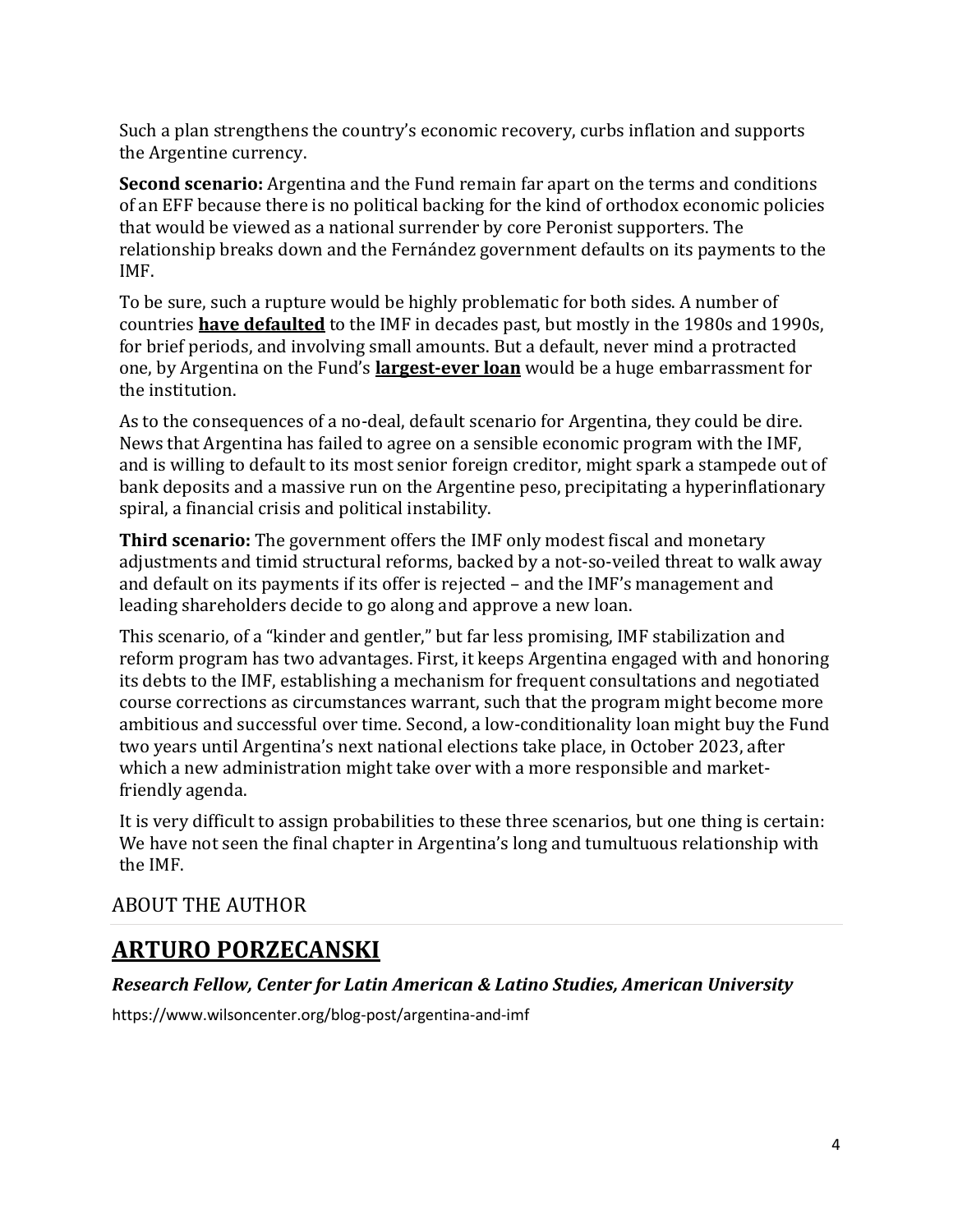Such a plan strengthens the country's economic recovery, curbs inflation and supports the Argentine currency.

**Second scenario:** Argentina and the Fund remain far apart on the terms and conditions of an EFF because there is no political backing for the kind of orthodox economic policies that would be viewed as a national surrender by core Peronist supporters. The relationship breaks down and the Fernández government defaults on its payments to the IMF.

To be sure, such a rupture would be highly problematic for both sides. A number of countries **have defaulted** to the IMF in decades past, but mostly in the 1980s and 1990s, for brief periods, and involving small amounts. But a default, never mind a protracted one, by Argentina on the Fund's **largest-ever loan** would be a huge embarrassment for the institution.

As to the consequences of a no-deal, default scenario for Argentina, they could be dire. News that Argentina has failed to agree on a sensible economic program with the IMF, and is willing to default to its most senior foreign creditor, might spark a stampede out of bank deposits and a massive run on the Argentine peso, precipitating a hyperinflationary spiral, a financial crisis and political instability.

**Third scenario:** The government offers the IMF only modest fiscal and monetary adjustments and timid structural reforms, backed by a not-so-veiled threat to walk away and default on its payments if its offer is rejected – and the IMF's management and leading shareholders decide to go along and approve a new loan.

This scenario, of a "kinder and gentler," but far less promising, IMF stabilization and reform program has two advantages. First, it keeps Argentina engaged with and honoring its debts to the IMF, establishing a mechanism for frequent consultations and negotiated course corrections as circumstances warrant, such that the program might become more ambitious and successful over time. Second, a low-conditionality loan might buy the Fund two years until Argentina's next national elections take place, in October 2023, after which a new administration might take over with a more responsible and market-friendly agenda.

It is very difficult to assign probabilities to these three scenarios, but one thing is certain: We have not seen the final chapter in Argentina's long and tumultuous relationship with the IMF.

## ABOUT THE AUTHOR

## ARTURO PORZECANSKI

***Research Fellow, Center for Latin American & Latino Studies, American University***

https://www.wilsoncenter.org/blog-post/argentina-and-imf